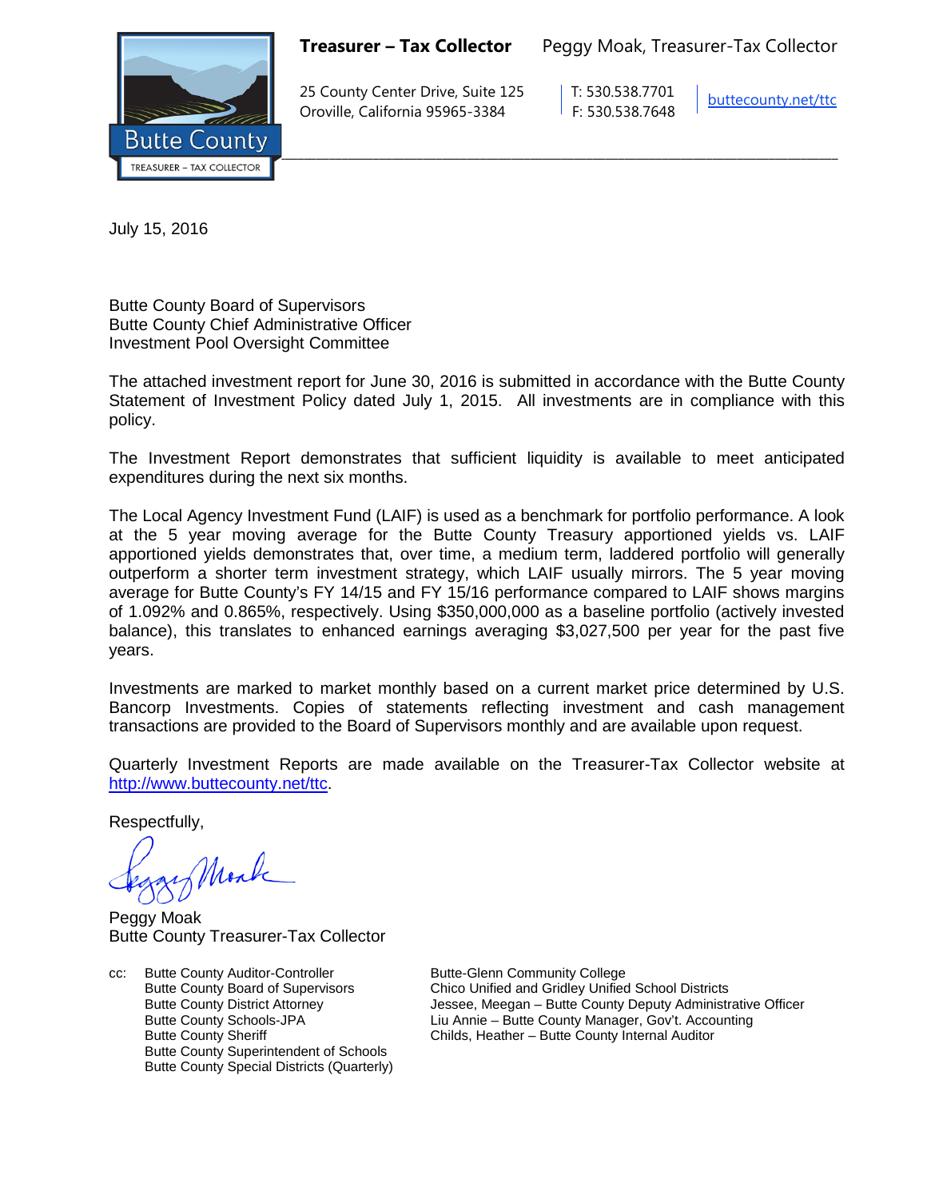Butte County
TREASURER – TAX COLLECTOR

**Treasurer – Tax Collector** Peggy Moak, Treasurer-Tax Collector

25 County Center Drive, Suite 125
Oroville, California 95965-3384

T: 530.538.7701
F: 530.538.7648

buttecounty.net/ttc

July 15, 2016

Butte County Board of Supervisors
Butte County Chief Administrative Officer
Investment Pool Oversight Committee

The attached investment report for June 30, 2016 is submitted in accordance with the Butte County Statement of Investment Policy dated July 1, 2015. All investments are in compliance with this policy.

The Investment Report demonstrates that sufficient liquidity is available to meet anticipated expenditures during the next six months.

The Local Agency Investment Fund (LAIF) is used as a benchmark for portfolio performance. A look at the 5 year moving average for the Butte County Treasury apportioned yields vs. LAIF apportioned yields demonstrates that, over time, a medium term, laddered portfolio will generally outperform a shorter term investment strategy, which LAIF usually mirrors. The 5 year moving average for Butte County's FY 14/15 and FY 15/16 performance compared to LAIF shows margins of 1.092% and 0.865%, respectively. Using $350,000,000 as a baseline portfolio (actively invested balance), this translates to enhanced earnings averaging $3,027,500 per year for the past five years.

Investments are marked to market monthly based on a current market price determined by U.S. Bancorp Investments. Copies of statements reflecting investment and cash management transactions are provided to the Board of Supervisors monthly and are available upon request.

Quarterly Investment Reports are made available on the Treasurer-Tax Collector website at http://www.buttecounty.net/ttc.

Respectfully,

Peggy Moak
Butte County Treasurer-Tax Collector

cc: Butte County Auditor-Controller
Butte County Board of Supervisors
Butte County District Attorney
Butte County Schools-JPA
Butte County Sheriff
Butte County Superintendent of Schools
Butte County Special Districts (Quarterly)
Butte-Glenn Community College
Chico Unified and Gridley Unified School Districts
Jessee, Meegan – Butte County Deputy Administrative Officer
Liu Annie – Butte County Manager, Gov't. Accounting
Childs, Heather – Butte County Internal Auditor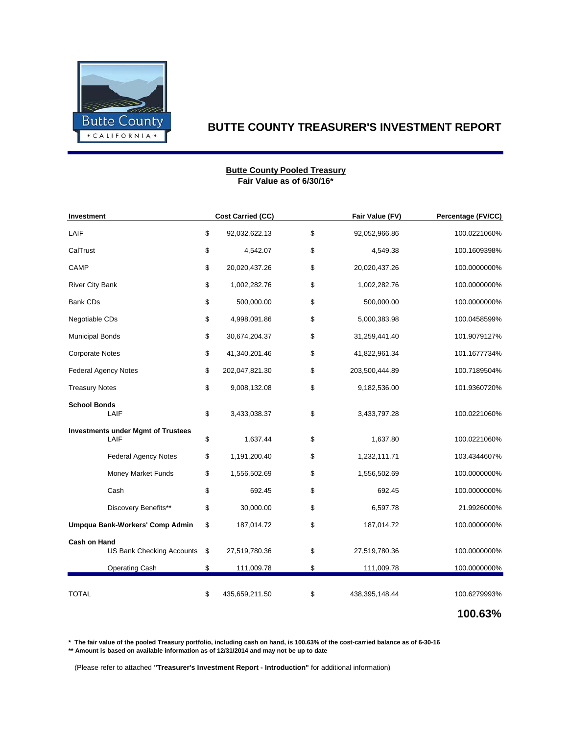# BUTTE COUNTY TREASURER'S INVESTMENT REPORT

**Butte County Pooled Treasury**
**Fair Value as of 6/30/16***

| Investment | Cost Carried (CC) | Fair Value (FV) | Percentage (FV/CC) |
|---|---|---|---|
| LAIF | $ 92,032,622.13 | $ 92,052,966.86 | 100.0221060% |
| CalTrust | $ 4,542.07 | $ 4,549.38 | 100.1609398% |
| CAMP | $ 20,020,437.26 | $ 20,020,437.26 | 100.0000000% |
| River City Bank | $ 1,002,282.76 | $ 1,002,282.76 | 100.0000000% |
| Bank CDs | $ 500,000.00 | $ 500,000.00 | 100.0000000% |
| Negotiable CDs | $ 4,998,091.86 | $ 5,000,383.98 | 100.0458599% |
| Municipal Bonds | $ 30,674,204.37 | $ 31,259,441.40 | 101.9079127% |
| Corporate Notes | $ 41,340,201.46 | $ 41,822,961.34 | 101.1677734% |
| Federal Agency Notes | $ 202,047,821.30 | $ 203,500,444.89 | 100.7189504% |
| Treasury Notes | $ 9,008,132.08 | $ 9,182,536.00 | 101.9360720% |
| **School Bonds** | | | |
| LAIF | $ 3,433,038.37 | $ 3,433,797.28 | 100.0221060% |
| **Investments under Mgmt of Trustees** | | | |
| LAIF | $ 1,637.44 | $ 1,637.80 | 100.0221060% |
| Federal Agency Notes | $ 1,191,200.40 | $ 1,232,111.71 | 103.4344607% |
| Money Market Funds | $ 1,556,502.69 | $ 1,556,502.69 | 100.0000000% |
| Cash | $ 692.45 | $ 692.45 | 100.0000000% |
| Discovery Benefits** | $ 30,000.00 | $ 6,597.78 | 21.9926000% |
| **Umpqua Bank-Workers' Comp Admin** | $ 187,014.72 | $ 187,014.72 | 100.0000000% |
| **Cash on Hand** | | | |
| US Bank Checking Accounts | $ 27,519,780.36 | $ 27,519,780.36 | 100.0000000% |
| Operating Cash | $ 111,009.78 | $ 111,009.78 | 100.0000000% |
| TOTAL | $ 435,659,211.50 | $ 438,395,148.44 | 100.6279993% |
| | | | **100.63%** |

**\* The fair value of the pooled Treasury portfolio, including cash on hand, is 100.63% of the cost-carried balance as of 6-30-16**
**\*\* Amount is based on available information as of 12/31/2014 and may not be up to date**

(Please refer to attached **"Treasurer's Investment Report - Introduction"** for additional information)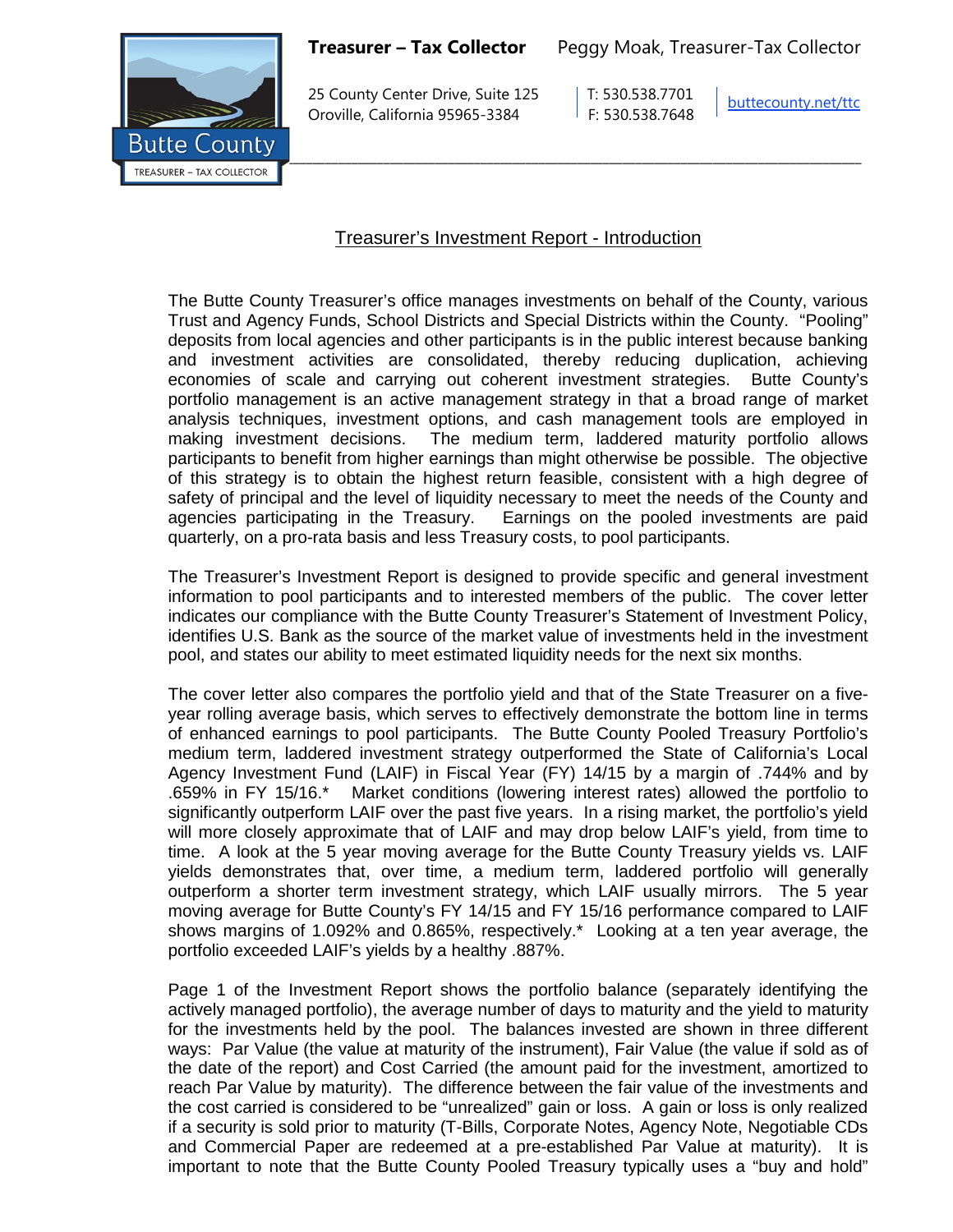**Treasurer – Tax Collector** Peggy Moak, Treasurer-Tax Collector

25 County Center Drive, Suite 125
Oroville, California 95965-3384

T: 530.538.7701
F: 530.538.7648

buttecounty.net/ttc

## Treasurer's Investment Report - Introduction

The Butte County Treasurer's office manages investments on behalf of the County, various Trust and Agency Funds, School Districts and Special Districts within the County. "Pooling" deposits from local agencies and other participants is in the public interest because banking and investment activities are consolidated, thereby reducing duplication, achieving economies of scale and carrying out coherent investment strategies. Butte County's portfolio management is an active management strategy in that a broad range of market analysis techniques, investment options, and cash management tools are employed in making investment decisions. The medium term, laddered maturity portfolio allows participants to benefit from higher earnings than might otherwise be possible. The objective of this strategy is to obtain the highest return feasible, consistent with a high degree of safety of principal and the level of liquidity necessary to meet the needs of the County and agencies participating in the Treasury. Earnings on the pooled investments are paid quarterly, on a pro-rata basis and less Treasury costs, to pool participants.

The Treasurer's Investment Report is designed to provide specific and general investment information to pool participants and to interested members of the public. The cover letter indicates our compliance with the Butte County Treasurer's Statement of Investment Policy, identifies U.S. Bank as the source of the market value of investments held in the investment pool, and states our ability to meet estimated liquidity needs for the next six months.

The cover letter also compares the portfolio yield and that of the State Treasurer on a five-year rolling average basis, which serves to effectively demonstrate the bottom line in terms of enhanced earnings to pool participants. The Butte County Pooled Treasury Portfolio's medium term, laddered investment strategy outperformed the State of California's Local Agency Investment Fund (LAIF) in Fiscal Year (FY) 14/15 by a margin of .744% and by .659% in FY 15/16.* Market conditions (lowering interest rates) allowed the portfolio to significantly outperform LAIF over the past five years. In a rising market, the portfolio's yield will more closely approximate that of LAIF and may drop below LAIF's yield, from time to time. A look at the 5 year moving average for the Butte County Treasury yields vs. LAIF yields demonstrates that, over time, a medium term, laddered portfolio will generally outperform a shorter term investment strategy, which LAIF usually mirrors. The 5 year moving average for Butte County's FY 14/15 and FY 15/16 performance compared to LAIF shows margins of 1.092% and 0.865%, respectively.* Looking at a ten year average, the portfolio exceeded LAIF's yields by a healthy .887%.

Page 1 of the Investment Report shows the portfolio balance (separately identifying the actively managed portfolio), the average number of days to maturity and the yield to maturity for the investments held by the pool. The balances invested are shown in three different ways: Par Value (the value at maturity of the instrument), Fair Value (the value if sold as of the date of the report) and Cost Carried (the amount paid for the investment, amortized to reach Par Value by maturity). The difference between the fair value of the investments and the cost carried is considered to be "unrealized" gain or loss. A gain or loss is only realized if a security is sold prior to maturity (T-Bills, Corporate Notes, Agency Note, Negotiable CDs and Commercial Paper are redeemed at a pre-established Par Value at maturity). It is important to note that the Butte County Pooled Treasury typically uses a "buy and hold"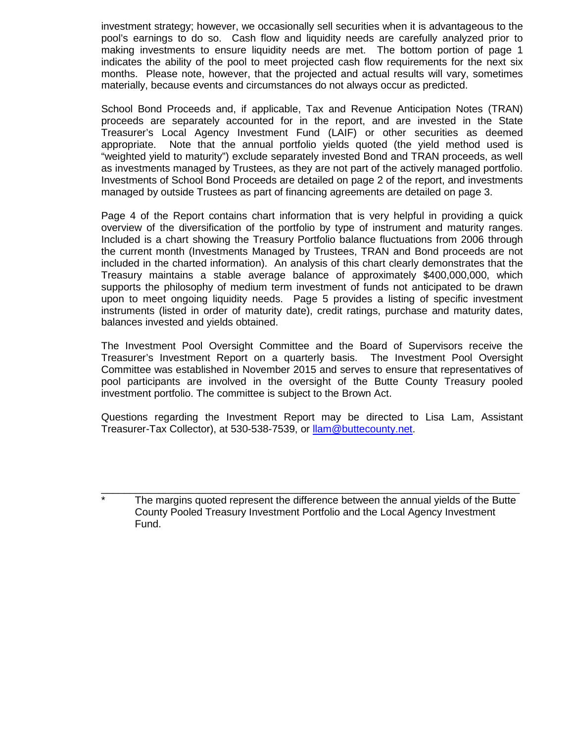investment strategy; however, we occasionally sell securities when it is advantageous to the pool's earnings to do so. Cash flow and liquidity needs are carefully analyzed prior to making investments to ensure liquidity needs are met. The bottom portion of page 1 indicates the ability of the pool to meet projected cash flow requirements for the next six months. Please note, however, that the projected and actual results will vary, sometimes materially, because events and circumstances do not always occur as predicted.

School Bond Proceeds and, if applicable, Tax and Revenue Anticipation Notes (TRAN) proceeds are separately accounted for in the report, and are invested in the State Treasurer's Local Agency Investment Fund (LAIF) or other securities as deemed appropriate. Note that the annual portfolio yields quoted (the yield method used is "weighted yield to maturity") exclude separately invested Bond and TRAN proceeds, as well as investments managed by Trustees, as they are not part of the actively managed portfolio. Investments of School Bond Proceeds are detailed on page 2 of the report, and investments managed by outside Trustees as part of financing agreements are detailed on page 3.

Page 4 of the Report contains chart information that is very helpful in providing a quick overview of the diversification of the portfolio by type of instrument and maturity ranges. Included is a chart showing the Treasury Portfolio balance fluctuations from 2006 through the current month (Investments Managed by Trustees, TRAN and Bond proceeds are not included in the charted information). An analysis of this chart clearly demonstrates that the Treasury maintains a stable average balance of approximately $400,000,000, which supports the philosophy of medium term investment of funds not anticipated to be drawn upon to meet ongoing liquidity needs. Page 5 provides a listing of specific investment instruments (listed in order of maturity date), credit ratings, purchase and maturity dates, balances invested and yields obtained.

The Investment Pool Oversight Committee and the Board of Supervisors receive the Treasurer's Investment Report on a quarterly basis. The Investment Pool Oversight Committee was established in November 2015 and serves to ensure that representatives of pool participants are involved in the oversight of the Butte County Treasury pooled investment portfolio. The committee is subject to the Brown Act.

Questions regarding the Investment Report may be directed to Lisa Lam, Assistant Treasurer-Tax Collector), at 530-538-7539, or [llam@buttecounty.net](mailto:llam@buttecounty.net).

---

\* The margins quoted represent the difference between the annual yields of the Butte County Pooled Treasury Investment Portfolio and the Local Agency Investment Fund.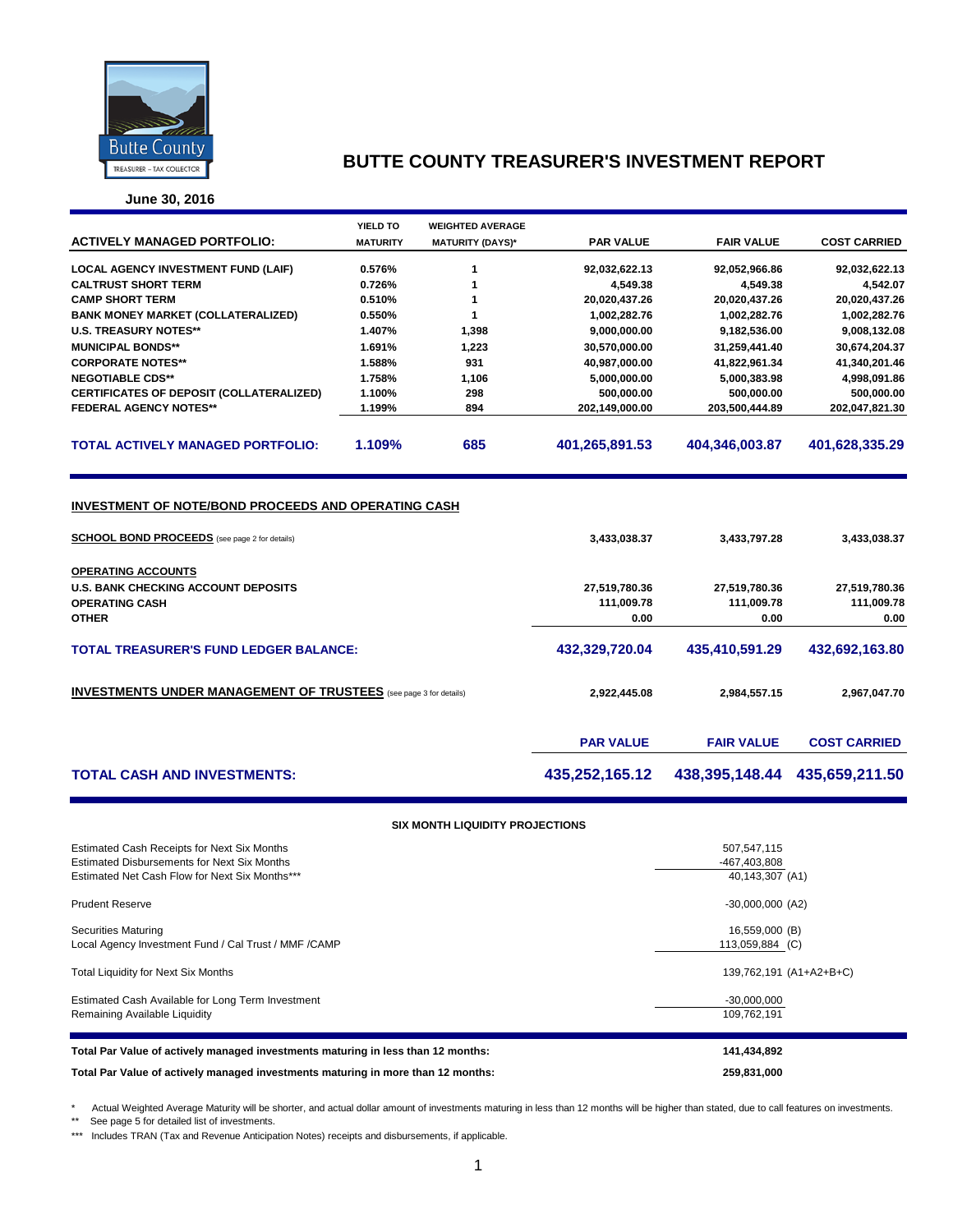# BUTTE COUNTY TREASURER'S INVESTMENT REPORT

**June 30, 2016**

| ACTIVELY MANAGED PORTFOLIO: | YIELD TO MATURITY | WEIGHTED AVERAGE MATURITY (DAYS)* | PAR VALUE | FAIR VALUE | COST CARRIED |
|---|---|---|---|---|---|
| LOCAL AGENCY INVESTMENT FUND (LAIF) | 0.576% | 1 | 92,032,622.13 | 92,052,966.86 | 92,032,622.13 |
| CALTRUST SHORT TERM | 0.726% | 1 | 4,549.38 | 4,549.38 | 4,542.07 |
| CAMP SHORT TERM | 0.510% | 1 | 20,020,437.26 | 20,020,437.26 | 20,020,437.26 |
| BANK MONEY MARKET (COLLATERALIZED) | 0.550% | 1 | 1,002,282.76 | 1,002,282.76 | 1,002,282.76 |
| U.S. TREASURY NOTES** | 1.407% | 1,398 | 9,000,000.00 | 9,182,536.00 | 9,008,132.08 |
| MUNICIPAL BONDS** | 1.691% | 1,223 | 30,570,000.00 | 31,259,441.40 | 30,674,204.37 |
| CORPORATE NOTES** | 1.588% | 931 | 40,987,000.00 | 41,822,961.34 | 41,340,201.46 |
| NEGOTIABLE CDS** | 1.758% | 1,106 | 5,000,000.00 | 5,000,383.98 | 4,998,091.86 |
| CERTIFICATES OF DEPOSIT (COLLATERALIZED) | 1.100% | 298 | 500,000.00 | 500,000.00 | 500,000.00 |
| FEDERAL AGENCY NOTES** | 1.199% | 894 | 202,149,000.00 | 203,500,444.89 | 202,047,821.30 |
| **TOTAL ACTIVELY MANAGED PORTFOLIO:** | **1.109%** | **685** | **401,265,891.53** | **404,346,003.87** | **401,628,335.29** |

## INVESTMENT OF NOTE/BOND PROCEEDS AND OPERATING CASH

| | PAR VALUE | FAIR VALUE | COST CARRIED |
|---|---|---|---|
| **SCHOOL BOND PROCEEDS** (see page 2 for details) | 3,433,038.37 | 3,433,797.28 | 3,433,038.37 |
| **OPERATING ACCOUNTS** | | | |
| U.S. BANK CHECKING ACCOUNT DEPOSITS | 27,519,780.36 | 27,519,780.36 | 27,519,780.36 |
| OPERATING CASH | 111,009.78 | 111,009.78 | 111,009.78 |
| OTHER | 0.00 | 0.00 | 0.00 |
| **TOTAL TREASURER'S FUND LEDGER BALANCE:** | **432,329,720.04** | **435,410,591.29** | **432,692,163.80** |
| **INVESTMENTS UNDER MANAGEMENT OF TRUSTEES** (see page 3 for details) | 2,922,445.08 | 2,984,557.15 | 2,967,047.70 |

| | PAR VALUE | FAIR VALUE | COST CARRIED |
|---|---|---|---|
| **TOTAL CASH AND INVESTMENTS:** | **435,252,165.12** | **438,395,148.44** | **435,659,211.50** |

### SIX MONTH LIQUIDITY PROJECTIONS

| | | |
|---|---|---|
| Estimated Cash Receipts for Next Six Months | 507,547,115 | |
| Estimated Disbursements for Next Six Months | -467,403,808 | |
| Estimated Net Cash Flow for Next Six Months*** | 40,143,307 | (A1) |
| Prudent Reserve | -30,000,000 | (A2) |
| Securities Maturing | 16,559,000 | (B) |
| Local Agency Investment Fund / Cal Trust / MMF /CAMP | 113,059,884 | (C) |
| Total Liquidity for Next Six Months | 139,762,191 | (A1+A2+B+C) |
| Estimated Cash Available for Long Term Investment | -30,000,000 | |
| Remaining Available Liquidity | 109,762,191 | |

**Total Par Value of actively managed investments maturing in less than 12 months:** 141,434,892

**Total Par Value of actively managed investments maturing in more than 12 months:** 259,831,000

\* Actual Weighted Average Maturity will be shorter, and actual dollar amount of investments maturing in less than 12 months will be higher than stated, due to call features on investments.

** See page 5 for detailed list of investments.

*** Includes TRAN (Tax and Revenue Anticipation Notes) receipts and disbursements, if applicable.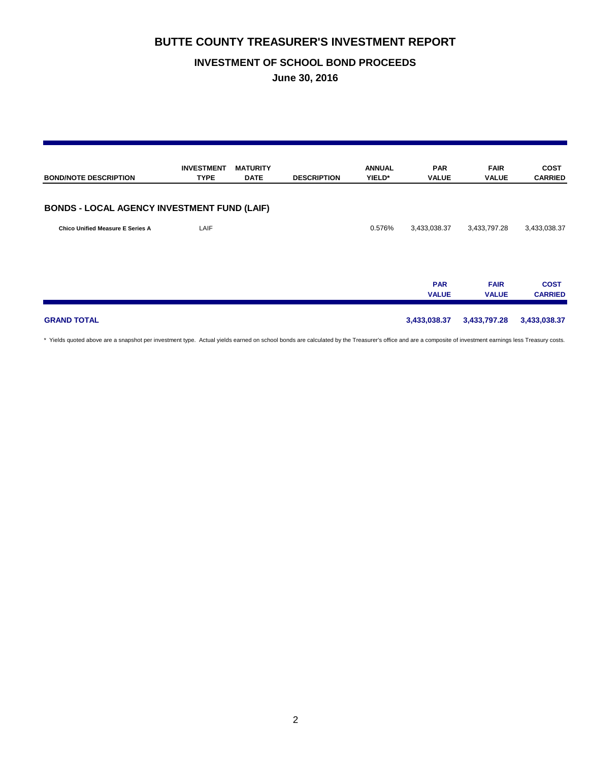# BUTTE COUNTY TREASURER'S INVESTMENT REPORT

## INVESTMENT OF SCHOOL BOND PROCEEDS

### June 30, 2016

| BOND/NOTE DESCRIPTION | INVESTMENT TYPE | MATURITY DATE | DESCRIPTION | ANNUAL YIELD* | PAR VALUE | FAIR VALUE | COST CARRIED |
|---|---|---|---|---|---|---|---|
| **BONDS - LOCAL AGENCY INVESTMENT FUND (LAIF)** | | | | | | | |
| **Chico Unified Measure E Series A** | LAIF | | | 0.576% | 3,433,038.37 | 3,433,797.28 | 3,433,038.37 |

| | PAR VALUE | FAIR VALUE | COST CARRIED |
|---|---|---|---|
| **GRAND TOTAL** | **3,433,038.37** | **3,433,797.28** | **3,433,038.37** |

\* Yields quoted above are a snapshot per investment type. Actual yields earned on school bonds are calculated by the Treasurer's office and are a composite of investment earnings less Treasury costs.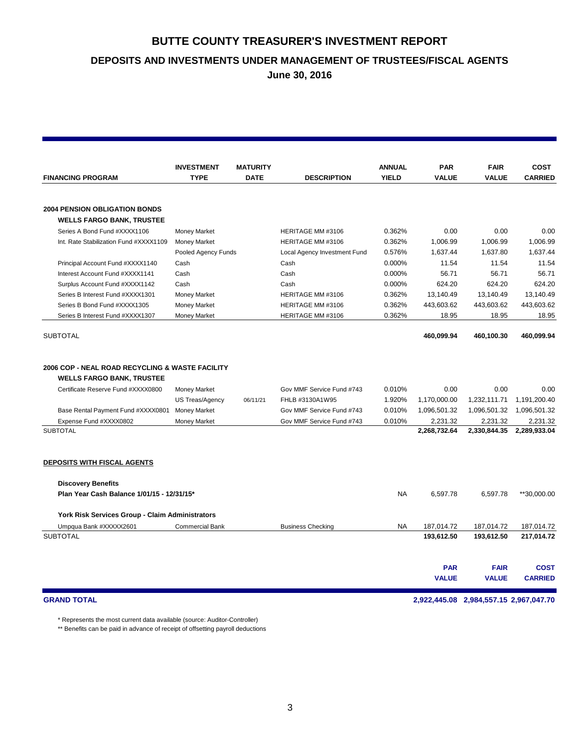# BUTTE COUNTY TREASURER'S INVESTMENT REPORT

## DEPOSITS AND INVESTMENTS UNDER MANAGEMENT OF TRUSTEES/FISCAL AGENTS

### June 30, 2016

| FINANCING PROGRAM | INVESTMENT TYPE | MATURITY DATE | DESCRIPTION | ANNUAL YIELD | PAR VALUE | FAIR VALUE | COST CARRIED |
|---|---|---|---|---|---|---|---|
| **2004 PENSION OBLIGATION BONDS** | | | | | | | |
| **WELLS FARGO BANK, TRUSTEE** | | | | | | | |
| Series A Bond Fund #XXXX1106 | Money Market | | HERITAGE MM #3106 | 0.362% | 0.00 | 0.00 | 0.00 |
| Int. Rate Stabilization Fund #XXXX1109 | Money Market | | HERITAGE MM #3106 | 0.362% | 1,006.99 | 1,006.99 | 1,006.99 |
| | Pooled Agency Funds | | Local Agency Investment Fund | 0.576% | 1,637.44 | 1,637.80 | 1,637.44 |
| Principal Account Fund #XXXX1140 | Cash | | Cash | 0.000% | 11.54 | 11.54 | 11.54 |
| Interest Account Fund #XXXX1141 | Cash | | Cash | 0.000% | 56.71 | 56.71 | 56.71 |
| Surplus Account Fund #XXXX1142 | Cash | | Cash | 0.000% | 624.20 | 624.20 | 624.20 |
| Series B Interest Fund #XXXX1301 | Money Market | | HERITAGE MM #3106 | 0.362% | 13,140.49 | 13,140.49 | 13,140.49 |
| Series B Bond Fund #XXXX1305 | Money Market | | HERITAGE MM #3106 | 0.362% | 443,603.62 | 443,603.62 | 443,603.62 |
| Series B Interest Fund #XXXX1307 | Money Market | | HERITAGE MM #3106 | 0.362% | 18.95 | 18.95 | 18.95 |
| SUBTOTAL | | | | | **460,099.94** | **460,100.30** | **460,099.94** |
| **2006 COP - NEAL ROAD RECYCLING & WASTE FACILITY** | | | | | | | |
| **WELLS FARGO BANK, TRUSTEE** | | | | | | | |
| Certificate Reserve Fund #XXXX0800 | Money Market | | Gov MMF Service Fund #743 | 0.010% | 0.00 | 0.00 | 0.00 |
| | US Treas/Agency | 06/11/21 | FHLB #3130A1W95 | 1.920% | 1,170,000.00 | 1,232,111.71 | 1,191,200.40 |
| Base Rental Payment Fund #XXXX0801 | Money Market | | Gov MMF Service Fund #743 | 0.010% | 1,096,501.32 | 1,096,501.32 | 1,096,501.32 |
| Expense Fund #XXXX0802 | Money Market | | Gov MMF Service Fund #743 | 0.010% | 2,231.32 | 2,231.32 | 2,231.32 |
| SUBTOTAL | | | | | **2,268,732.64** | **2,330,844.35** | **2,289,933.04** |
| **DEPOSITS WITH FISCAL AGENTS** | | | | | | | |
| **Discovery Benefits** | | | | | | | |
| **Plan Year Cash Balance 1/01/15 - 12/31/15*** | | | | NA | 6,597.78 | 6,597.78 | **30,000.00 |
| **York Risk Services Group - Claim Administrators** | | | | | | | |
| Umpqua Bank #XXXXX2601 | Commercial Bank | | Business Checking | NA | 187,014.72 | 187,014.72 | 187,014.72 |
| SUBTOTAL | | | | | **193,612.50** | **193,612.50** | **217,014.72** |
| | | | | | **PAR VALUE** | **FAIR VALUE** | **COST CARRIED** |
| **GRAND TOTAL** | | | | | **2,922,445.08** | **2,984,557.15** | **2,967,047.70** |

\* Represents the most current data available (source: Auditor-Controller)

\*\* Benefits can be paid in advance of receipt of offsetting payroll deductions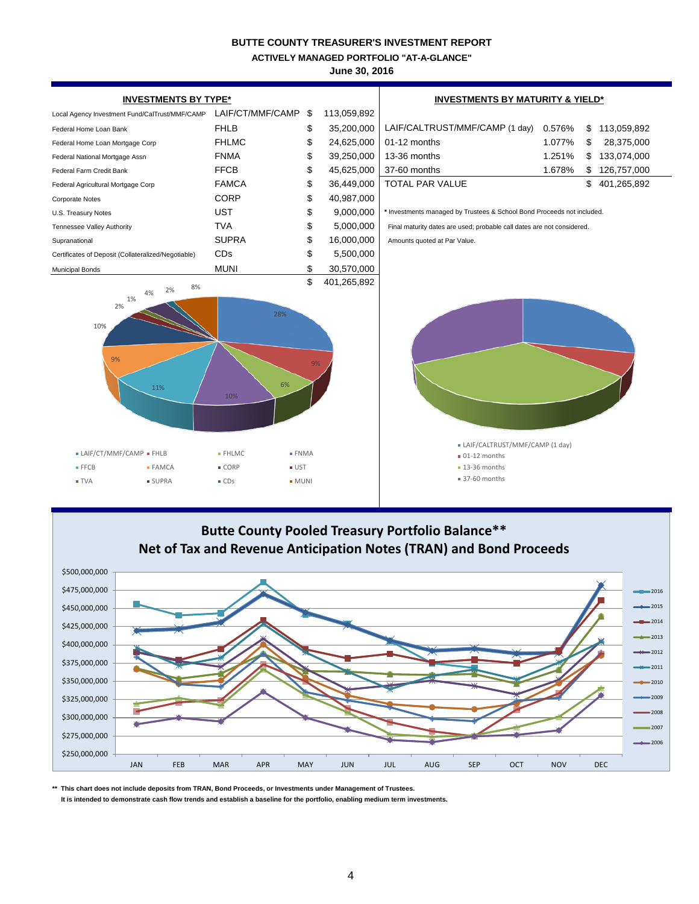# BUTTE COUNTY TREASURER'S INVESTMENT REPORT

## ACTIVELY MANAGED PORTFOLIO "AT-A-GLANCE"

### June 30, 2016

**INVESTMENTS BY TYPE***

| Description | Type | | Amount |
|---|---|---|---|
| Local Agency Investment Fund/CalTrust/MMF/CAMP | LAIF/CT/MMF/CAMP | $ | 113,059,892 |
| Federal Home Loan Bank | FHLB | $ | 35,200,000 |
| Federal Home Loan Mortgage Corp | FHLMC | $ | 24,625,000 |
| Federal National Mortgage Assn | FNMA | $ | 39,250,000 |
| Federal Farm Credit Bank | FFCB | $ | 45,625,000 |
| Federal Agricultural Mortgage Corp | FAMCA | $ | 36,449,000 |
| Corporate Notes | CORP | $ | 40,987,000 |
| U.S. Treasury Notes | UST | $ | 9,000,000 |
| Tennessee Valley Authority | TVA | $ | 5,000,000 |
| Supranational | SUPRA | $ | 16,000,000 |
| Certificates of Deposit (Collateralized/Negotiable) | CDs | $ | 5,500,000 |
| Municipal Bonds | MUNI | $ | 30,570,000 |
| | | $ | 401,265,892 |

**INVESTMENTS BY MATURITY & YIELD***

| Maturity | Yield | | Amount |
|---|---|---|---|
| LAIF/CALTRUST/MMF/CAMP (1 day) | 0.576% | $ | 113,059,892 |
| 01-12 months | 1.077% | $ | 28,375,000 |
| 13-36 months | 1.251% | $ | 133,074,000 |
| 37-60 months | 1.678% | $ | 126,757,000 |
| TOTAL PAR VALUE | | $ | 401,265,892 |

\* Investments managed by Trustees & School Bond Proceeds not included.

Final maturity dates are used; probable call dates are not considered.

Amounts quoted at Par Value.

## Butte County Pooled Treasury Portfolio Balance**
## Net of Tax and Revenue Anticipation Notes (TRAN) and Bond Proceeds

\*\* This chart does not include deposits from TRAN, Bond Proceeds, or Investments under Management of Trustees.

It is intended to demonstrate cash flow trends and establish a baseline for the portfolio, enabling medium term investments.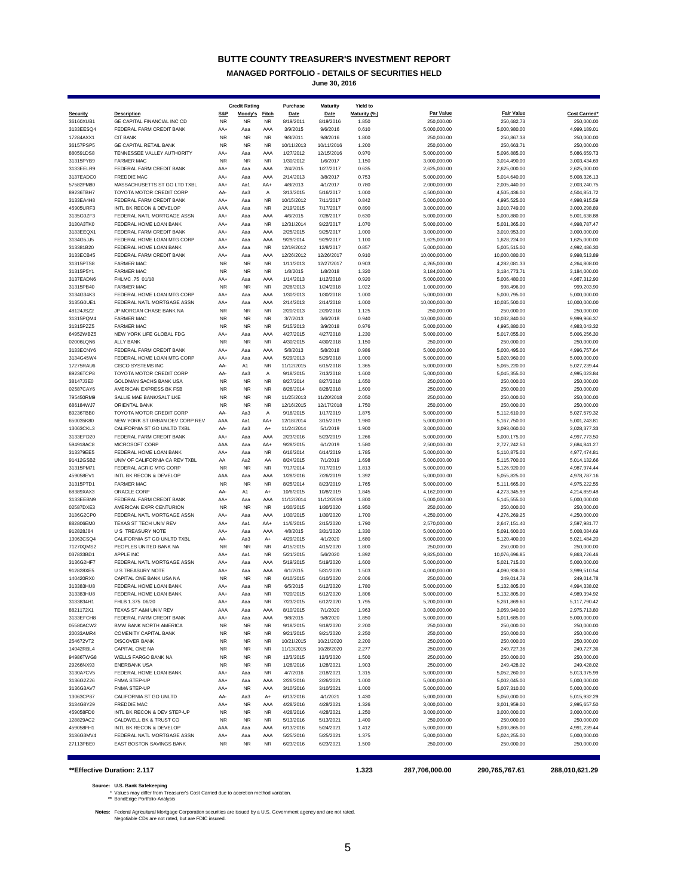# BUTTE COUNTY TREASURER'S INVESTMENT REPORT

## MANAGED PORTFOLIO - DETAILS OF SECURITIES HELD

**June 30, 2016**

| Security | Description | S&P | Moody's | Fitch | Purchase Date | Maturity Date | Yield to Maturity (%) | Par Value | Fair Value | Cost Carried* |
|---|---|---|---|---|---|---|---|---|---|---|
| 36160XUB1 | GE CAPITAL FINANCIAL INC CD | NR | NR | NR | 8/19/2011 | 8/19/2016 | 1.850 | 250,000.00 | 250,682.73 | 250,000.00 |
| 3133EESQ4 | FEDERAL FARM CREDIT BANK | AA+ | Aaa | AAA | 3/9/2015 | 9/6/2016 | 0.610 | 5,000,000.00 | 5,000,980.00 | 4,999,189.01 |
| 17284AXX1 | CIT BANK | NR | NR | NR | 9/8/2011 | 9/8/2016 | 1.800 | 250,000.00 | 250,867.38 | 250,000.00 |
| 36157PSP5 | GE CAPITAL RETAIL BANK | NR | NR | NR | 10/11/2013 | 10/11/2016 | 1.200 | 250,000.00 | 250,663.71 | 250,000.00 |
| 880591DS8 | TENNESSEE VALLEY AUTHORITY | AA+ | Aaa | AAA | 1/27/2012 | 12/15/2016 | 0.970 | 5,000,000.00 | 5,096,885.00 | 5,086,659.73 |
| 31315PYB9 | FARMER MAC | NR | NR | NR | 1/30/2012 | 1/6/2017 | 1.150 | 3,000,000.00 | 3,014,490.00 | 3,003,434.69 |
| 3133EELR9 | FEDERAL FARM CREDIT BANK | AA+ | Aaa | AAA | 2/4/2015 | 1/27/2017 | 0.635 | 2,625,000.00 | 2,625,000.00 | 2,625,000.00 |
| 3137EADC0 | FREDDIE MAC | AA+ | Aaa | AAA | 2/14/2013 | 3/8/2017 | 0.753 | 5,000,000.00 | 5,014,640.00 | 5,008,326.13 |
| 57582PM80 | MASSACHUSETTS ST GO LTD TXBL | AA+ | Aa1 | AA+ | 4/8/2013 | 4/1/2017 | 0.780 | 2,000,000.00 | 2,005,440.00 | 2,003,240.75 |
| 89236TBH7 | TOYOTA MOTOR CREDIT CORP | AA- | Aa3 | A | 3/13/2015 | 5/16/2017 | 1.000 | 4,500,000.00 | 4,505,436.00 | 4,504,851.72 |
| 3133EA4H8 | FEDERAL FARM CREDIT BANK | AA+ | Aaa | NR | 10/15/2012 | 7/11/2017 | 0.842 | 5,000,000.00 | 4,995,525.00 | 4,998,915.59 |
| 45905URF3 | INTL BK RECON & DEVELOP | AAA | Aaa | NR | 2/19/2015 | 7/17/2017 | 0.890 | 3,000,000.00 | 3,010,749.00 | 3,000,298.89 |
| 3135G0ZF3 | FEDERAL NATL MORTGAGE ASSN | AA+ | Aaa | AAA | 4/6/2015 | 7/28/2017 | 0.630 | 5,000,000.00 | 5,000,880.00 | 5,001,638.88 |
| 3130A3TK0 | FEDERAL HOME LOAN BANK | AA+ | Aaa | NR | 12/31/2014 | 9/22/2017 | 1.070 | 5,000,000.00 | 5,031,365.00 | 4,998,787.47 |
| 3133EEQX1 | FEDERAL FARM CREDIT BANK | AA+ | Aaa | AAA | 2/25/2015 | 9/25/2017 | 1.000 | 3,000,000.00 | 3,010,953.00 | 3,000,000.00 |
| 3134G5JJ5 | FEDERAL HOME LOAN MTG CORP | AA+ | Aaa | AAA | 9/29/2014 | 9/29/2017 | 1.100 | 1,625,000.00 | 1,628,224.00 | 1,625,000.00 |
| 313381B20 | FEDERAL HOME LOAN BANK | AA+ | Aaa | NR | 12/19/2012 | 12/8/2017 | 0.857 | 5,000,000.00 | 5,005,515.00 | 4,992,486.30 |
| 3133ECB45 | FEDERAL FARM CREDIT BANK | AA+ | Aaa | AAA | 12/26/2012 | 12/26/2017 | 0.910 | 10,000,000.00 | 10,000,080.00 | 9,998,513.89 |
| 31315PTS8 | FARMER MAC | NR | NR | NR | 1/11/2013 | 12/27/2017 | 0.903 | 4,265,000.00 | 4,282,081.33 | 4,264,808.00 |
| 31315P5Y1 | FARMER MAC | NR | NR | NR | 1/8/2015 | 1/8/2018 | 1.320 | 3,184,000.00 | 3,184,773.71 | 3,184,000.00 |
| 3137EADN6 | FHLMC .75 01/18 | AA+ | Aaa | AAA | 1/14/2013 | 1/12/2018 | 0.920 | 5,000,000.00 | 5,006,480.00 | 4,987,312.90 |
| 31315PB40 | FARMER MAC | NR | NR | NR | 2/26/2013 | 1/24/2018 | 1.022 | 1,000,000.00 | 998,496.00 | 999,203.90 |
| 3134G34K3 | FEDERAL HOME LOAN MTG CORP | AA+ | Aaa | AAA | 1/30/2013 | 1/30/2018 | 1.000 | 5,000,000.00 | 5,000,795.00 | 5,000,000.00 |
| 3135G0UE1 | FEDERAL NATL MORTGAGE ASSN | AA+ | Aaa | AAA | 2/14/2013 | 2/14/2018 | 1.000 | 10,000,000.00 | 10,035,500.00 | 10,000,000.00 |
| 48124JSZ2 | JP MORGAN CHASE BANK NA | NR | NR | NR | 2/20/2013 | 2/20/2018 | 1.125 | 250,000.00 | 250,000.00 | 250,000.00 |
| 31315PQM4 | FARMER MAC | NR | NR | NR | 3/7/2013 | 3/6/2018 | 0.940 | 10,000,000.00 | 10,032,840.00 | 9,999,966.37 |
| 31315PZZ5 | FARMER MAC | NR | NR | NR | 5/15/2013 | 3/9/2018 | 0.976 | 5,000,000.00 | 4,995,880.00 | 4,983,043.32 |
| 64952WBZ5 | NEW YORK LIFE GLOBAL FDG | AA+ | Aaa | AAA | 4/27/2015 | 4/27/2018 | 1.230 | 5,000,000.00 | 5,017,055.00 | 5,006,256.30 |
| 02006LQN6 | ALLY BANK | NR | NR | NR | 4/30/2015 | 4/30/2018 | 1.150 | 250,000.00 | 250,000.00 | 250,000.00 |
| 3133ECNY6 | FEDERAL FARM CREDIT BANK | AA+ | Aaa | AAA | 5/8/2013 | 5/8/2018 | 0.986 | 5,000,000.00 | 5,000,495.00 | 4,996,757.64 |
| 3134G45W4 | FEDERAL HOME LOAN MTG CORP | AA+ | Aaa | AAA | 5/29/2013 | 5/29/2018 | 1.000 | 5,000,000.00 | 5,020,960.00 | 5,000,000.00 |
| 17275RAU6 | CISCO SYSTEMS INC | AA- | A1 | NR | 11/12/2015 | 6/15/2018 | 1.365 | 5,000,000.00 | 5,065,220.00 | 5,027,239.44 |
| 89236TCP8 | TOYOTA MOTOR CREDIT CORP | AA- | Aa3 | A | 9/18/2015 | 7/13/2018 | 1.600 | 5,000,000.00 | 5,045,355.00 | 4,995,023.84 |
| 38147J3E0 | GOLDMAN SACHS BANK USA | NR | NR | NR | 8/27/2014 | 8/27/2018 | 1.650 | 250,000.00 | 250,000.00 | 250,000.00 |
| 02587CAY6 | AMERICAN EXPRESS BK FSB | NR | NR | NR | 8/28/2014 | 8/28/2018 | 1.600 | 250,000.00 | 250,000.00 | 250,000.00 |
| 795450RM9 | SALLIE MAE BANK/SALT LKE | NR | NR | NR | 11/25/2013 | 11/20/2018 | 2.050 | 250,000.00 | 250,000.00 | 250,000.00 |
| 686184WJ7 | ORIENTAL BANK | NR | NR | NR | 12/16/2015 | 12/17/2018 | 1.750 | 250,000.00 | 250,000.00 | 250,000.00 |
| 89236TBB0 | TOYOTA MOTOR CREDIT CORP | AA- | Aa3 | A | 9/18/2015 | 1/17/2019 | 1.875 | 5,000,000.00 | 5,112,610.00 | 5,027,579.32 |
| 650035K80 | NEW YORK ST URBAN DEV CORP REV | AAA | Aa1 | AA+ | 12/18/2014 | 3/15/2019 | 1.980 | 5,000,000.00 | 5,167,750.00 | 5,001,243.81 |
| 13063CKL3 | CALIFORNIA ST GO UNLTD TXBL | AA- | Aa3 | A+ | 11/24/2014 | 5/1/2019 | 1.900 | 3,000,000.00 | 3,093,060.00 | 3,028,377.33 |
| 3133EFD20 | FEDERAL FARM CREDIT BANK | AA+ | Aaa | AAA | 2/23/2016 | 5/23/2019 | 1.266 | 5,000,000.00 | 5,000,175.00 | 4,997,773.50 |
| 594918AC8 | MICROSOFT CORP | AAA | Aaa | AA+ | 9/28/2015 | 6/1/2019 | 1.580 | 2,500,000.00 | 2,727,242.50 | 2,684,841.27 |
| 313379EE5 | FEDERAL HOME LOAN BANK | AA+ | Aaa | NR | 6/16/2014 | 6/14/2019 | 1.785 | 5,000,000.00 | 5,110,875.00 | 4,977,474.81 |
| 91412GSB2 | UNIV OF CALIFORNIA CA REV TXBL | AA | Aa2 | AA | 8/24/2015 | 7/1/2019 | 1.698 | 5,000,000.00 | 5,115,700.00 | 5,014,132.66 |
| 31315PM71 | FEDERAL AGRIC MTG CORP | NR | NR | NR | 7/17/2014 | 7/17/2019 | 1.813 | 5,000,000.00 | 5,126,920.00 | 4,987,974.44 |
| 459058EV1 | INTL BK RECON & DEVELOP | AAA | Aaa | AAA | 1/28/2016 | 7/26/2019 | 1.392 | 5,000,000.00 | 5,055,825.00 | 4,978,787.16 |
| 31315PTD1 | FARMER MAC | NR | NR | NR | 8/25/2014 | 8/23/2019 | 1.765 | 5,000,000.00 | 5,111,665.00 | 4,975,222.55 |
| 68389XAX3 | ORACLE CORP | AA- | A1 | A+ | 10/6/2015 | 10/8/2019 | 1.845 | 4,162,000.00 | 4,273,345.99 | 4,214,859.48 |
| 3133EEBN9 | FEDERAL FARM CREDIT BANK | AA+ | Aaa | AAA | 11/12/2014 | 11/12/2019 | 1.800 | 5,000,000.00 | 5,145,555.00 | 5,000,000.00 |
| 02587DXE3 | AMERICAN EXPR CENTURION | NR | NR | NR | 1/30/2015 | 1/30/2020 | 1.950 | 250,000.00 | 250,000.00 | 250,000.00 |
| 3136G2CP0 | FEDERAL NATL MORTGAGE ASSN | AA+ | Aaa | AAA | 1/30/2015 | 1/30/2020 | 1.700 | 4,250,000.00 | 4,276,269.25 | 4,250,000.00 |
| 882806EM0 | TEXAS ST TECH UNIV REV | AA+ | Aa1 | AA+ | 11/6/2015 | 2/15/2020 | 1.790 | 2,570,000.00 | 2,647,151.40 | 2,597,981.77 |
| 912828J84 | U S TREASURY NOTE | AA+ | Aaa | AAA | 4/8/2015 | 3/31/2020 | 1.330 | 5,000,000.00 | 5,091,600.00 | 5,008,084.69 |
| 13063CSQ4 | CALIFORNIA ST GO UNLTD TXBL | AA- | Aa3 | A+ | 4/29/2015 | 4/1/2020 | 1.680 | 5,000,000.00 | 5,120,400.00 | 5,021,484.20 |
| 71270QMS2 | PEOPLES UNITED BANK NA | NR | NR | NR | 4/15/2015 | 4/15/2020 | 1.800 | 250,000.00 | 250,000.00 | 250,000.00 |
| 037833BD1 | APPLE INC | AA+ | Aa1 | NR | 5/21/2015 | 5/6/2020 | 1.892 | 9,825,000.00 | 10,076,696.85 | 9,863,726.46 |
| 3136G2HF7 | FEDERAL NATL MORTGAGE ASSN | AA+ | Aaa | AAA | 5/19/2015 | 5/19/2020 | 1.600 | 5,000,000.00 | 5,021,715.00 | 5,000,000.00 |
| 912828XE5 | U S TREASURY NOTE | AA+ | Aaa | AAA | 6/1/2015 | 5/31/2020 | 1.503 | 4,000,000.00 | 4,090,936.00 | 3,999,510.54 |
| 140420RX0 | CAPITAL ONE BANK USA NA | NR | NR | NR | 6/10/2015 | 6/10/2020 | 2.006 | 250,000.00 | 249,014.78 | 249,014.78 |
| 313383HU8 | FEDERAL HOME LOAN BANK | AA+ | Aaa | NR | 6/5/2015 | 6/12/2020 | 1.780 | 5,000,000.00 | 5,132,805.00 | 4,994,338.02 |
| 313383HU8 | FEDERAL HOME LOAN BANK | AA+ | Aaa | NR | 7/20/2015 | 6/12/2020 | 1.806 | 5,000,000.00 | 5,132,805.00 | 4,989,394.92 |
| 3133834H1 | FHLB 1.375 06/20 | AA+ | Aaa | NR | 7/23/2015 | 6/12/2020 | 1.795 | 5,200,000.00 | 5,261,869.60 | 5,117,790.42 |
| 8821172X1 | TEXAS ST A&M UNIV REV | AAA | Aaa | AAA | 8/10/2015 | 7/1/2020 | 1.963 | 3,000,000.00 | 3,059,940.00 | 2,975,713.80 |
| 3133EFCH8 | FEDERAL FARM CREDIT BANK | AA+ | Aaa | AAA | 9/8/2015 | 9/8/2020 | 1.850 | 5,000,000.00 | 5,011,685.00 | 5,000,000.00 |
| 05580ACW2 | BMW BANK NORTH AMERICA | NR | NR | NR | 9/18/2015 | 9/18/2020 | 2.200 | 250,000.00 | 250,000.00 | 250,000.00 |
| 20033AMR4 | COMENITY CAPITAL BANK | NR | NR | NR | 9/21/2015 | 9/21/2020 | 2.250 | 250,000.00 | 250,000.00 | 250,000.00 |
| 254672VT2 | DISCOVER BANK | NR | NR | NR | 10/21/2015 | 10/21/2020 | 2.200 | 250,000.00 | 250,000.00 | 250,000.00 |
| 14042RBL4 | CAPITAL ONE NA | NR | NR | NR | 11/13/2015 | 10/28/2020 | 2.277 | 250,000.00 | 249,727.36 | 249,727.36 |
| 94986TWG8 | WELLS FARGO BANK NA | NR | NR | NR | 12/3/2015 | 12/3/2020 | 1.500 | 250,000.00 | 250,000.00 | 250,000.00 |
| 29266NX93 | ENERBANK USA | NR | NR | NR | 1/28/2016 | 1/28/2021 | 1.903 | 250,000.00 | 249,428.02 | 249,428.02 |
| 3130A7CV5 | FEDERAL HOME LOAN BANK | AA+ | Aaa | NR | 4/7/2016 | 2/18/2021 | 1.315 | 5,000,000.00 | 5,052,260.00 | 5,013,375.99 |
| 3136G2Z26 | FNMA STEP-UP | AA+ | Aaa | AAA | 2/26/2016 | 2/26/2021 | 1.000 | 5,000,000.00 | 5,002,045.00 | 5,000,000.00 |
| 3136G3AV7 | FNMA STEP-UP | AA+ | NR | AAA | 3/10/2016 | 3/10/2021 | 1.000 | 5,000,000.00 | 5,007,310.00 | 5,000,000.00 |
| 13063CP87 | CALIFORNIA ST GO UNLTD | AA- | Aa3 | A+ | 6/13/2016 | 4/1/2021 | 1.430 | 5,000,000.00 | 5,050,000.00 | 5,015,932.29 |
| 3134G8Y29 | FREDDIE MAC | AA+ | NR | AAA | 4/28/2016 | 4/28/2021 | 1.326 | 3,000,000.00 | 3,001,959.00 | 2,995,657.50 |
| 459058FD0 | INTL BK RECON & DEV STEP-UP | NR | NR | NR | 4/28/2016 | 4/28/2021 | 1.250 | 3,000,000.00 | 3,000,000.00 | 3,000,000.00 |
| 128829AC2 | CALDWELL BK & TRUST CO | NR | NR | NR | 5/13/2016 | 5/13/2021 | 1.400 | 250,000.00 | 250,000.00 | 250,000.00 |
| 459058FH1 | INTL BK RECON & DEVELOP | AAA | Aaa | AAA | 6/13/2016 | 5/24/2021 | 1.412 | 5,000,000.00 | 5,030,865.00 | 4,991,239.44 |
| 3136G3MV4 | FEDERAL NATL MORTGAGE ASSN | AA+ | Aaa | AAA | 5/25/2016 | 5/25/2021 | 1.375 | 5,000,000.00 | 5,024,255.00 | 5,000,000.00 |
| 27113PBE0 | EAST BOSTON SAVINGS BANK | NR | NR | NR | 6/23/2016 | 6/23/2021 | 1.500 | 250,000.00 | 250,000.00 | 250,000.00 |
| **Effective Duration: 2.117 | | | | | | | 1.323 | 287,706,000.00 | 290,765,767.61 | 288,010,621.29 |

**Source: U.S. Bank Safekeeping**

\* Values may differ from Treasurer's Cost Carried due to accretion method variation.

** BondEdge Portfolio-Analysis

**Notes:** Federal Agricultural Mortgage Corporation securities are issued by a U.S. Government agency and are not rated.
Negotiable CDs are not rated, but are FDIC insured.